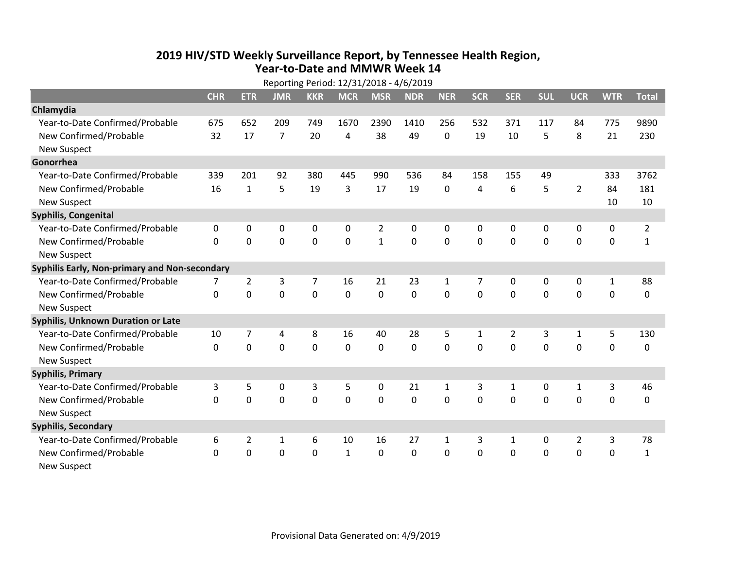# 2019 HIV/STD Weekly Surveillance Report, by Tennessee Health Region, Year-to-Date and MMWR Week 14

Reporting Period: 12/31/2018 - 4/6/2019

| | CHR | ETR | JMR | KKR | MCR | MSR | NDR | NER | SCR | SER | SUL | UCR | WTR | Total |
|---|---|---|---|---|---|---|---|---|---|---|---|---|---|---|
| **Chlamydia** | | | | | | | | | | | | | | |
| Year-to-Date Confirmed/Probable | 675 | 652 | 209 | 749 | 1670 | 2390 | 1410 | 256 | 532 | 371 | 117 | 84 | 775 | 9890 |
| New Confirmed/Probable | 32 | 17 | 7 | 20 | 4 | 38 | 49 | 0 | 19 | 10 | 5 | 8 | 21 | 230 |
| New Suspect | | | | | | | | | | | | | | |
| **Gonorrhea** | | | | | | | | | | | | | | |
| Year-to-Date Confirmed/Probable | 339 | 201 | 92 | 380 | 445 | 990 | 536 | 84 | 158 | 155 | 49 | | 333 | 3762 |
| New Confirmed/Probable | 16 | 1 | 5 | 19 | 3 | 17 | 19 | 0 | 4 | 6 | 5 | 2 | 84 | 181 |
| New Suspect | | | | | | | | | | | | | 10 | 10 |
| **Syphilis, Congenital** | | | | | | | | | | | | | | |
| Year-to-Date Confirmed/Probable | 0 | 0 | 0 | 0 | 0 | 2 | 0 | 0 | 0 | 0 | 0 | 0 | 0 | 2 |
| New Confirmed/Probable | 0 | 0 | 0 | 0 | 0 | 1 | 0 | 0 | 0 | 0 | 0 | 0 | 0 | 1 |
| New Suspect | | | | | | | | | | | | | | |
| **Syphilis Early, Non-primary and Non-secondary** | | | | | | | | | | | | | | |
| Year-to-Date Confirmed/Probable | 7 | 2 | 3 | 7 | 16 | 21 | 23 | 1 | 7 | 0 | 0 | 0 | 1 | 88 |
| New Confirmed/Probable | 0 | 0 | 0 | 0 | 0 | 0 | 0 | 0 | 0 | 0 | 0 | 0 | 0 | 0 |
| New Suspect | | | | | | | | | | | | | | |
| **Syphilis, Unknown Duration or Late** | | | | | | | | | | | | | | |
| Year-to-Date Confirmed/Probable | 10 | 7 | 4 | 8 | 16 | 40 | 28 | 5 | 1 | 2 | 3 | 1 | 5 | 130 |
| New Confirmed/Probable | 0 | 0 | 0 | 0 | 0 | 0 | 0 | 0 | 0 | 0 | 0 | 0 | 0 | 0 |
| New Suspect | | | | | | | | | | | | | | |
| **Syphilis, Primary** | | | | | | | | | | | | | | |
| Year-to-Date Confirmed/Probable | 3 | 5 | 0 | 3 | 5 | 0 | 21 | 1 | 3 | 1 | 0 | 1 | 3 | 46 |
| New Confirmed/Probable | 0 | 0 | 0 | 0 | 0 | 0 | 0 | 0 | 0 | 0 | 0 | 0 | 0 | 0 |
| New Suspect | | | | | | | | | | | | | | |
| **Syphilis, Secondary** | | | | | | | | | | | | | | |
| Year-to-Date Confirmed/Probable | 6 | 2 | 1 | 6 | 10 | 16 | 27 | 1 | 3 | 1 | 0 | 2 | 3 | 78 |
| New Confirmed/Probable | 0 | 0 | 0 | 0 | 1 | 0 | 0 | 0 | 0 | 0 | 0 | 0 | 0 | 1 |
| New Suspect | | | | | | | | | | | | | | |

Provisional Data Generated on: 4/9/2019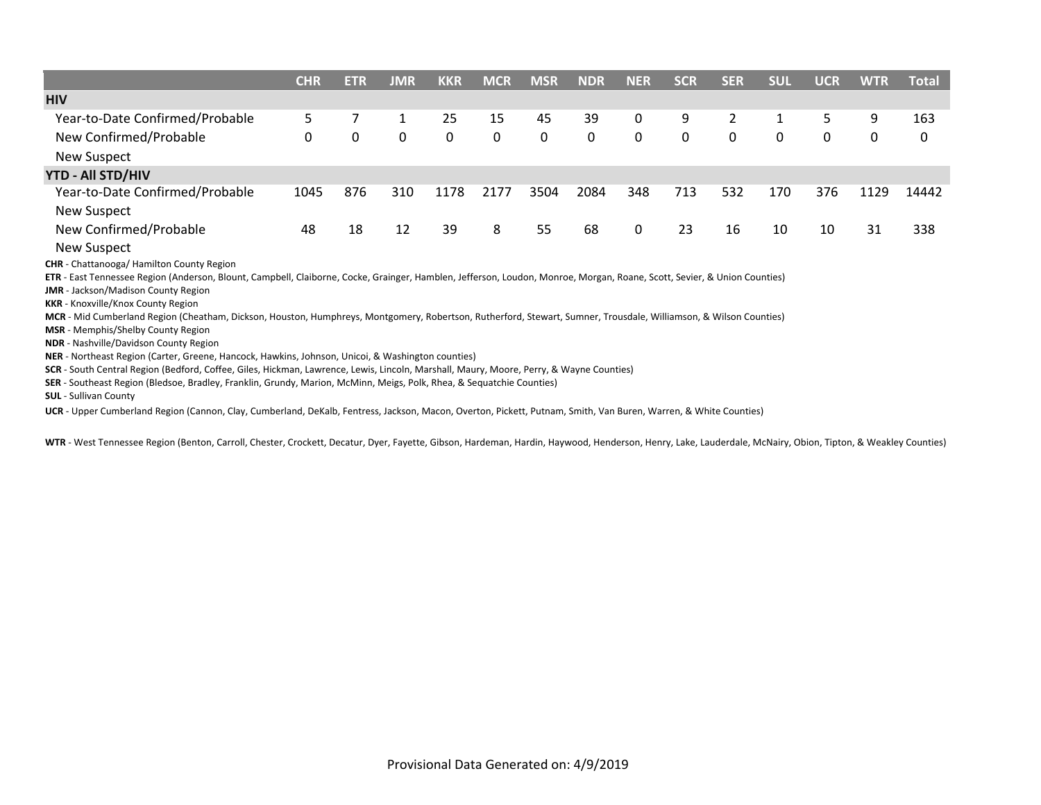| | CHR | ETR | JMR | KKR | MCR | MSR | NDR | NER | SCR | SER | SUL | UCR | WTR | Total |
|---|---|---|---|---|---|---|---|---|---|---|---|---|---|---|
| **HIV** | | | | | | | | | | | | | | |
| Year-to-Date Confirmed/Probable | 5 | 7 | 1 | 25 | 15 | 45 | 39 | 0 | 9 | 2 | 1 | 5 | 9 | 163 |
| New Confirmed/Probable | 0 | 0 | 0 | 0 | 0 | 0 | 0 | 0 | 0 | 0 | 0 | 0 | 0 | 0 |
| New Suspect | | | | | | | | | | | | | | |
| **YTD - All STD/HIV** | | | | | | | | | | | | | | |
| Year-to-Date Confirmed/Probable | 1045 | 876 | 310 | 1178 | 2177 | 3504 | 2084 | 348 | 713 | 532 | 170 | 376 | 1129 | 14442 |
| New Suspect | | | | | | | | | | | | | | |
| New Confirmed/Probable | 48 | 18 | 12 | 39 | 8 | 55 | 68 | 0 | 23 | 16 | 10 | 10 | 31 | 338 |
| New Suspect | | | | | | | | | | | | | | |

**CHR** - Chattanooga/ Hamilton County Region

**ETR** - East Tennessee Region (Anderson, Blount, Campbell, Claiborne, Cocke, Grainger, Hamblen, Jefferson, Loudon, Monroe, Morgan, Roane, Scott, Sevier, & Union Counties)

**JMR** - Jackson/Madison County Region

**KKR** - Knoxville/Knox County Region

**MCR** - Mid Cumberland Region (Cheatham, Dickson, Houston, Humphreys, Montgomery, Robertson, Rutherford, Stewart, Sumner, Trousdale, Williamson, & Wilson Counties)

**MSR** - Memphis/Shelby County Region

**NDR** - Nashville/Davidson County Region

**NER** - Northeast Region (Carter, Greene, Hancock, Hawkins, Johnson, Unicoi, & Washington counties)

**SCR** - South Central Region (Bedford, Coffee, Giles, Hickman, Lawrence, Lewis, Lincoln, Marshall, Maury, Moore, Perry, & Wayne Counties)

**SER** - Southeast Region (Bledsoe, Bradley, Franklin, Grundy, Marion, McMinn, Meigs, Polk, Rhea, & Sequatchie Counties)

**SUL** - Sullivan County

**UCR** - Upper Cumberland Region (Cannon, Clay, Cumberland, DeKalb, Fentress, Jackson, Macon, Overton, Pickett, Putnam, Smith, Van Buren, Warren, & White Counties)

**WTR** - West Tennessee Region (Benton, Carroll, Chester, Crockett, Decatur, Dyer, Fayette, Gibson, Hardeman, Hardin, Haywood, Henderson, Henry, Lake, Lauderdale, McNairy, Obion, Tipton, & Weakley Counties)

Provisional Data Generated on: 4/9/2019